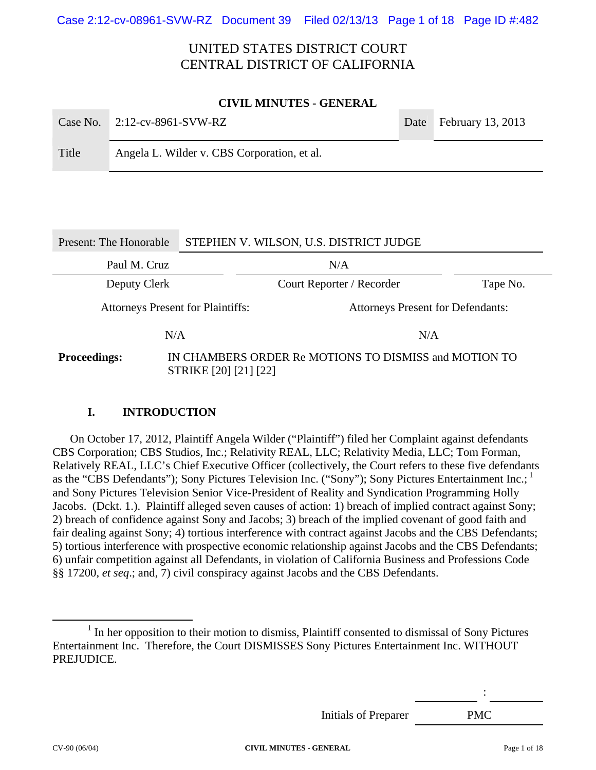UNITED STATES DISTRICT COURT
CENTRAL DISTRICT OF CALIFORNIA

**CIVIL MINUTES - GENERAL**

| Case No. | 2:12-cv-8961-SVW-RZ | Date | February 13, 2013 |
|---|---|---|---|
| Title | Angela L. Wilder v. CBS Corporation, et al. | | |

| Present: The Honorable | STEPHEN V. WILSON, U.S. DISTRICT JUDGE | |
|---|---|---|
| Paul M. Cruz | N/A | |
| Deputy Clerk | Court Reporter / Recorder | Tape No. |

| Attorneys Present for Plaintiffs: | Attorneys Present for Defendants: |
|---|---|
| N/A | N/A |

**Proceedings:** IN CHAMBERS ORDER Re MOTIONS TO DISMISS and MOTION TO STRIKE [20] [21] [22]

## I. INTRODUCTION

On October 17, 2012, Plaintiff Angela Wilder ("Plaintiff") filed her Complaint against defendants CBS Corporation; CBS Studios, Inc.; Relativity REAL, LLC; Relativity Media, LLC; Tom Forman, Relatively REAL, LLC's Chief Executive Officer (collectively, the Court refers to these five defendants as the "CBS Defendants"); Sony Pictures Television Inc. ("Sony"); Sony Pictures Entertainment Inc.;[1] and Sony Pictures Television Senior Vice-President of Reality and Syndication Programming Holly Jacobs. (Dckt. 1.). Plaintiff alleged seven causes of action: 1) breach of implied contract against Sony; 2) breach of confidence against Sony and Jacobs; 3) breach of the implied covenant of good faith and fair dealing against Sony; 4) tortious interference with contract against Jacobs and the CBS Defendants; 5) tortious interference with prospective economic relationship against Jacobs and the CBS Defendants; 6) unfair competition against all Defendants, in violation of California Business and Professions Code §§ 17200, *et seq*.; and, 7) civil conspiracy against Jacobs and the CBS Defendants.

[1] In her opposition to their motion to dismiss, Plaintiff consented to dismissal of Sony Pictures Entertainment Inc. Therefore, the Court DISMISSES Sony Pictures Entertainment Inc. WITHOUT PREJUDICE.

Initials of Preparer PMC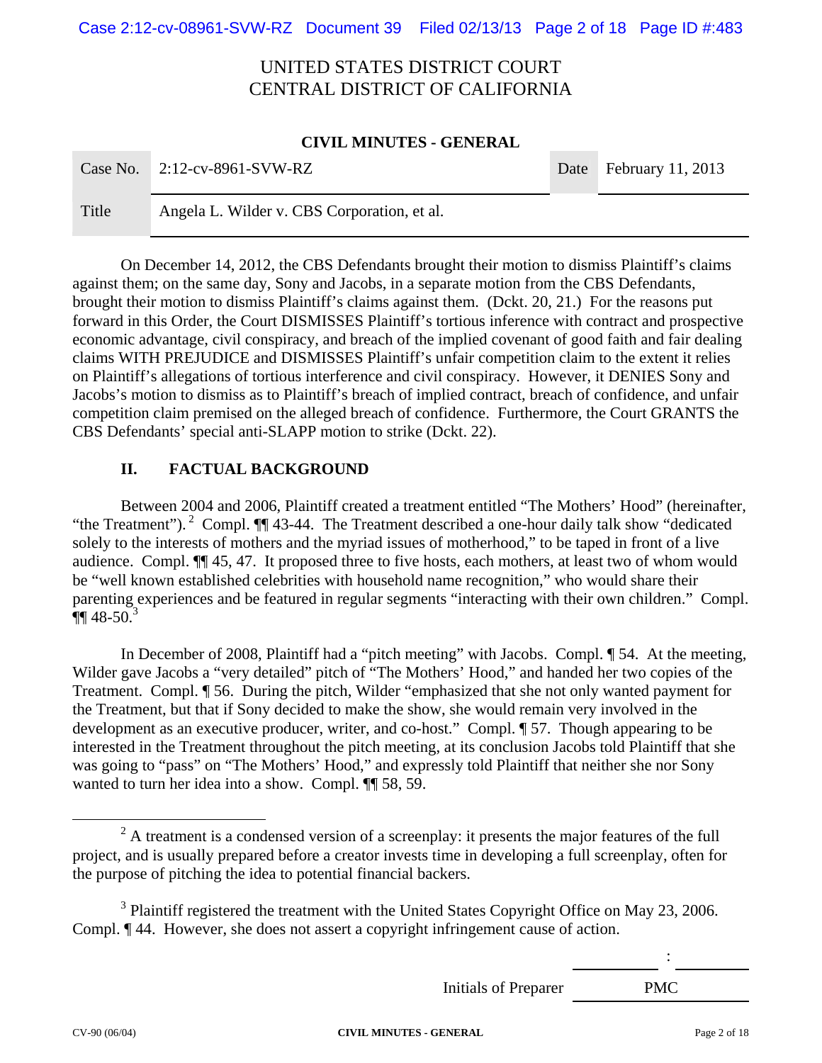UNITED STATES DISTRICT COURT
CENTRAL DISTRICT OF CALIFORNIA

**CIVIL MINUTES - GENERAL**

| Case No. | 2:12-cv-8961-SVW-RZ | Date | February 11, 2013 |
|---|---|---|---|
| Title | Angela L. Wilder v. CBS Corporation, et al. | | |

On December 14, 2012, the CBS Defendants brought their motion to dismiss Plaintiff's claims against them; on the same day, Sony and Jacobs, in a separate motion from the CBS Defendants, brought their motion to dismiss Plaintiff's claims against them. (Dckt. 20, 21.) For the reasons put forward in this Order, the Court DISMISSES Plaintiff's tortious inference with contract and prospective economic advantage, civil conspiracy, and breach of the implied covenant of good faith and fair dealing claims WITH PREJUDICE and DISMISSES Plaintiff's unfair competition claim to the extent it relies on Plaintiff's allegations of tortious interference and civil conspiracy. However, it DENIES Sony and Jacobs's motion to dismiss as to Plaintiff's breach of implied contract, breach of confidence, and unfair competition claim premised on the alleged breach of confidence. Furthermore, the Court GRANTS the CBS Defendants' special anti-SLAPP motion to strike (Dckt. 22).

## II. FACTUAL BACKGROUND

Between 2004 and 2006, Plaintiff created a treatment entitled "The Mothers' Hood" (hereinafter, "the Treatment").[2] Compl. ¶¶ 43-44. The Treatment described a one-hour daily talk show "dedicated solely to the interests of mothers and the myriad issues of motherhood," to be taped in front of a live audience. Compl. ¶¶ 45, 47. It proposed three to five hosts, each mothers, at least two of whom would be "well known established celebrities with household name recognition," who would share their parenting experiences and be featured in regular segments "interacting with their own children." Compl. ¶¶ 48-50.[3]

In December of 2008, Plaintiff had a "pitch meeting" with Jacobs. Compl. ¶ 54. At the meeting, Wilder gave Jacobs a "very detailed" pitch of "The Mothers' Hood," and handed her two copies of the Treatment. Compl. ¶ 56. During the pitch, Wilder "emphasized that she not only wanted payment for the Treatment, but that if Sony decided to make the show, she would remain very involved in the development as an executive producer, writer, and co-host." Compl. ¶ 57. Though appearing to be interested in the Treatment throughout the pitch meeting, at its conclusion Jacobs told Plaintiff that she was going to "pass" on "The Mothers' Hood," and expressly told Plaintiff that neither she nor Sony wanted to turn her idea into a show. Compl. ¶¶ 58, 59.

---

[2] A treatment is a condensed version of a screenplay: it presents the major features of the full project, and is usually prepared before a creator invests time in developing a full screenplay, often for the purpose of pitching the idea to potential financial backers.

[3] Plaintiff registered the treatment with the United States Copyright Office on May 23, 2006. Compl. ¶ 44. However, she does not assert a copyright infringement cause of action.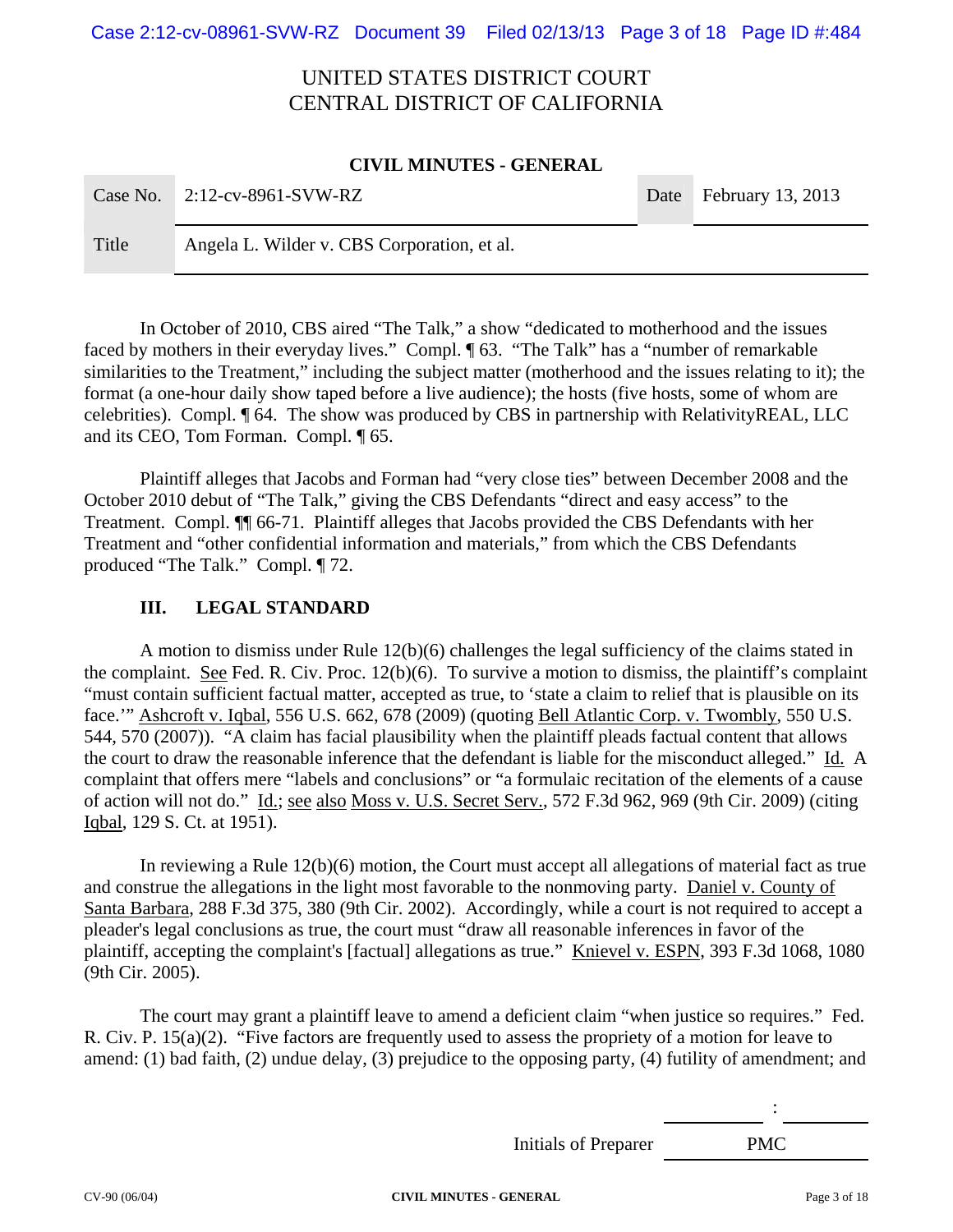In October of 2010, CBS aired "The Talk," a show "dedicated to motherhood and the issues faced by mothers in their everyday lives." Compl. ¶ 63. "The Talk" has a "number of remarkable similarities to the Treatment," including the subject matter (motherhood and the issues relating to it); the format (a one-hour daily show taped before a live audience); the hosts (five hosts, some of whom are celebrities). Compl. ¶ 64. The show was produced by CBS in partnership with RelativityREAL, LLC and its CEO, Tom Forman. Compl. ¶ 65.

Plaintiff alleges that Jacobs and Forman had "very close ties" between December 2008 and the October 2010 debut of "The Talk," giving the CBS Defendants "direct and easy access" to the Treatment. Compl. ¶¶ 66-71. Plaintiff alleges that Jacobs provided the CBS Defendants with her Treatment and "other confidential information and materials," from which the CBS Defendants produced "The Talk." Compl. ¶ 72.

## III. LEGAL STANDARD

A motion to dismiss under Rule 12(b)(6) challenges the legal sufficiency of the claims stated in the complaint. See Fed. R. Civ. Proc. 12(b)(6). To survive a motion to dismiss, the plaintiff's complaint "must contain sufficient factual matter, accepted as true, to 'state a claim to relief that is plausible on its face.'" Ashcroft v. Iqbal, 556 U.S. 662, 678 (2009) (quoting Bell Atlantic Corp. v. Twombly, 550 U.S. 544, 570 (2007)). "A claim has facial plausibility when the plaintiff pleads factual content that allows the court to draw the reasonable inference that the defendant is liable for the misconduct alleged." Id. A complaint that offers mere "labels and conclusions" or "a formulaic recitation of the elements of a cause of action will not do." Id.; see also Moss v. U.S. Secret Serv., 572 F.3d 962, 969 (9th Cir. 2009) (citing Iqbal, 129 S. Ct. at 1951).

In reviewing a Rule 12(b)(6) motion, the Court must accept all allegations of material fact as true and construe the allegations in the light most favorable to the nonmoving party. Daniel v. County of Santa Barbara, 288 F.3d 375, 380 (9th Cir. 2002). Accordingly, while a court is not required to accept a pleader's legal conclusions as true, the court must "draw all reasonable inferences in favor of the plaintiff, accepting the complaint's [factual] allegations as true." Knievel v. ESPN, 393 F.3d 1068, 1080 (9th Cir. 2005).

The court may grant a plaintiff leave to amend a deficient claim "when justice so requires." Fed. R. Civ. P. 15(a)(2). "Five factors are frequently used to assess the propriety of a motion for leave to amend: (1) bad faith, (2) undue delay, (3) prejudice to the opposing party, (4) futility of amendment; and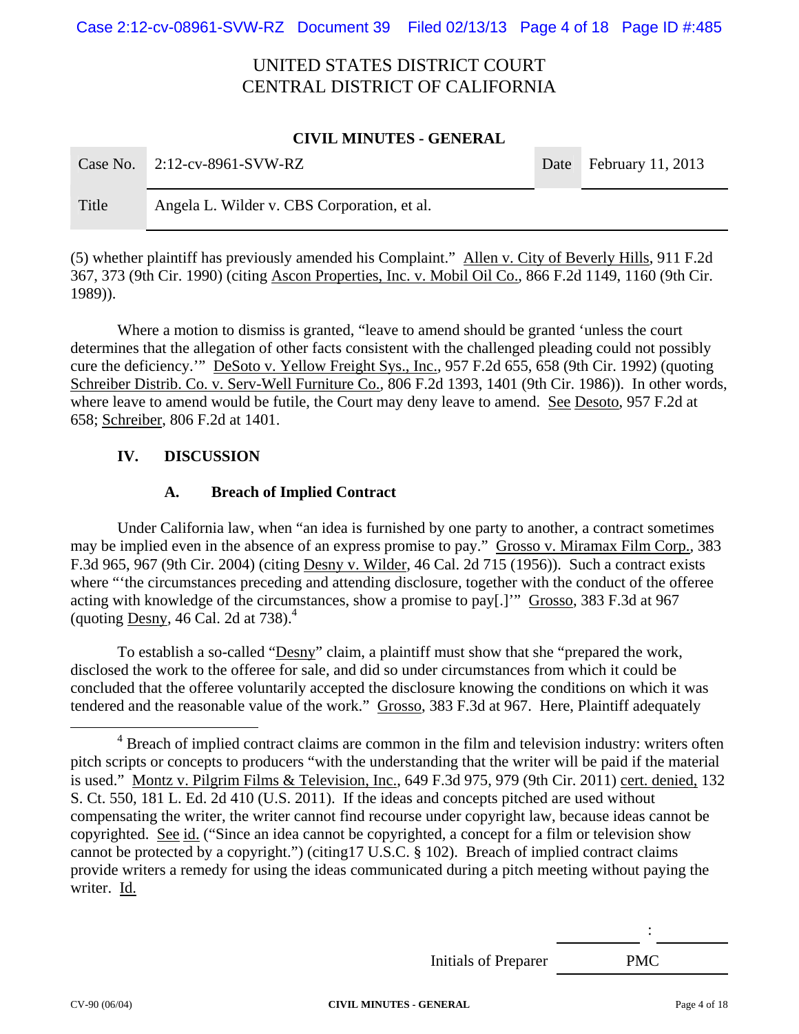(5) whether plaintiff has previously amended his Complaint." Allen v. City of Beverly Hills, 911 F.2d 367, 373 (9th Cir. 1990) (citing Ascon Properties, Inc. v. Mobil Oil Co., 866 F.2d 1149, 1160 (9th Cir. 1989)).

Where a motion to dismiss is granted, "leave to amend should be granted 'unless the court determines that the allegation of other facts consistent with the challenged pleading could not possibly cure the deficiency.'" DeSoto v. Yellow Freight Sys., Inc., 957 F.2d 655, 658 (9th Cir. 1992) (quoting Schreiber Distrib. Co. v. Serv-Well Furniture Co., 806 F.2d 1393, 1401 (9th Cir. 1986)). In other words, where leave to amend would be futile, the Court may deny leave to amend. See Desoto, 957 F.2d at 658; Schreiber, 806 F.2d at 1401.

## IV. DISCUSSION

### A. Breach of Implied Contract

Under California law, when "an idea is furnished by one party to another, a contract sometimes may be implied even in the absence of an express promise to pay." Grosso v. Miramax Film Corp., 383 F.3d 965, 967 (9th Cir. 2004) (citing Desny v. Wilder, 46 Cal. 2d 715 (1956)). Such a contract exists where "'the circumstances preceding and attending disclosure, together with the conduct of the offeree acting with knowledge of the circumstances, show a promise to pay[.]'" Grosso, 383 F.3d at 967 (quoting Desny, 46 Cal. 2d at 738).[4]

To establish a so-called "Desny" claim, a plaintiff must show that she "prepared the work, disclosed the work to the offeree for sale, and did so under circumstances from which it could be concluded that the offeree voluntarily accepted the disclosure knowing the conditions on which it was tendered and the reasonable value of the work." Grosso, 383 F.3d at 967. Here, Plaintiff adequately

---

[4] Breach of implied contract claims are common in the film and television industry: writers often pitch scripts or concepts to producers "with the understanding that the writer will be paid if the material is used." Montz v. Pilgrim Films & Television, Inc., 649 F.3d 975, 979 (9th Cir. 2011) cert. denied, 132 S. Ct. 550, 181 L. Ed. 2d 410 (U.S. 2011). If the ideas and concepts pitched are used without compensating the writer, the writer cannot find recourse under copyright law, because ideas cannot be copyrighted. See id. ("Since an idea cannot be copyrighted, a concept for a film or television show cannot be protected by a copyright.") (citing17 U.S.C. § 102). Breach of implied contract claims provide writers a remedy for using the ideas communicated during a pitch meeting without paying the writer. Id.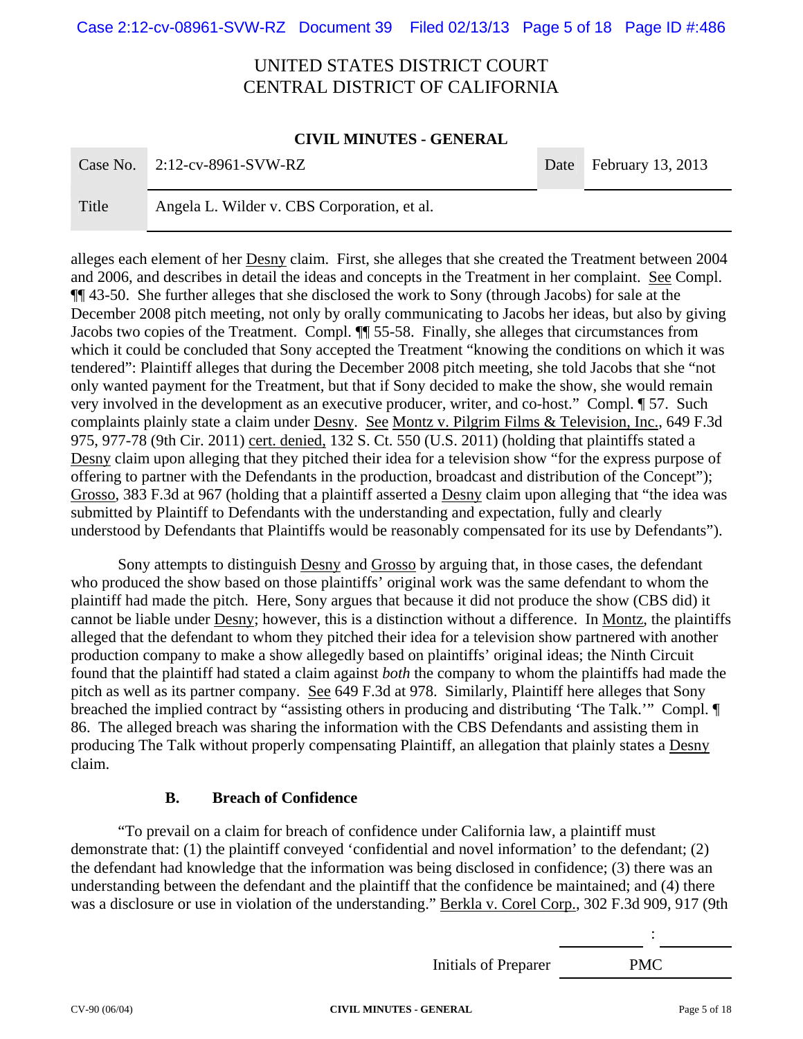alleges each element of her Desny claim. First, she alleges that she created the Treatment between 2004 and 2006, and describes in detail the ideas and concepts in the Treatment in her complaint. See Compl. ¶¶ 43-50. She further alleges that she disclosed the work to Sony (through Jacobs) for sale at the December 2008 pitch meeting, not only by orally communicating to Jacobs her ideas, but also by giving Jacobs two copies of the Treatment. Compl. ¶¶ 55-58. Finally, she alleges that circumstances from which it could be concluded that Sony accepted the Treatment "knowing the conditions on which it was tendered": Plaintiff alleges that during the December 2008 pitch meeting, she told Jacobs that she "not only wanted payment for the Treatment, but that if Sony decided to make the show, she would remain very involved in the development as an executive producer, writer, and co-host." Compl. ¶ 57. Such complaints plainly state a claim under Desny. See Montz v. Pilgrim Films & Television, Inc., 649 F.3d 975, 977-78 (9th Cir. 2011) cert. denied, 132 S. Ct. 550 (U.S. 2011) (holding that plaintiffs stated a Desny claim upon alleging that they pitched their idea for a television show "for the express purpose of offering to partner with the Defendants in the production, broadcast and distribution of the Concept"); Grosso, 383 F.3d at 967 (holding that a plaintiff asserted a Desny claim upon alleging that "the idea was submitted by Plaintiff to Defendants with the understanding and expectation, fully and clearly understood by Defendants that Plaintiffs would be reasonably compensated for its use by Defendants").

Sony attempts to distinguish Desny and Grosso by arguing that, in those cases, the defendant who produced the show based on those plaintiffs' original work was the same defendant to whom the plaintiff had made the pitch. Here, Sony argues that because it did not produce the show (CBS did) it cannot be liable under Desny; however, this is a distinction without a difference. In Montz, the plaintiffs alleged that the defendant to whom they pitched their idea for a television show partnered with another production company to make a show allegedly based on plaintiffs' original ideas; the Ninth Circuit found that the plaintiff had stated a claim against *both* the company to whom the plaintiffs had made the pitch as well as its partner company. See 649 F.3d at 978. Similarly, Plaintiff here alleges that Sony breached the implied contract by "assisting others in producing and distributing 'The Talk.'" Compl. ¶ 86. The alleged breach was sharing the information with the CBS Defendants and assisting them in producing The Talk without properly compensating Plaintiff, an allegation that plainly states a Desny claim.

### B. Breach of Confidence

"To prevail on a claim for breach of confidence under California law, a plaintiff must demonstrate that: (1) the plaintiff conveyed 'confidential and novel information' to the defendant; (2) the defendant had knowledge that the information was being disclosed in confidence; (3) there was an understanding between the defendant and the plaintiff that the confidence be maintained; and (4) there was a disclosure or use in violation of the understanding." Berkla v. Corel Corp., 302 F.3d 909, 917 (9th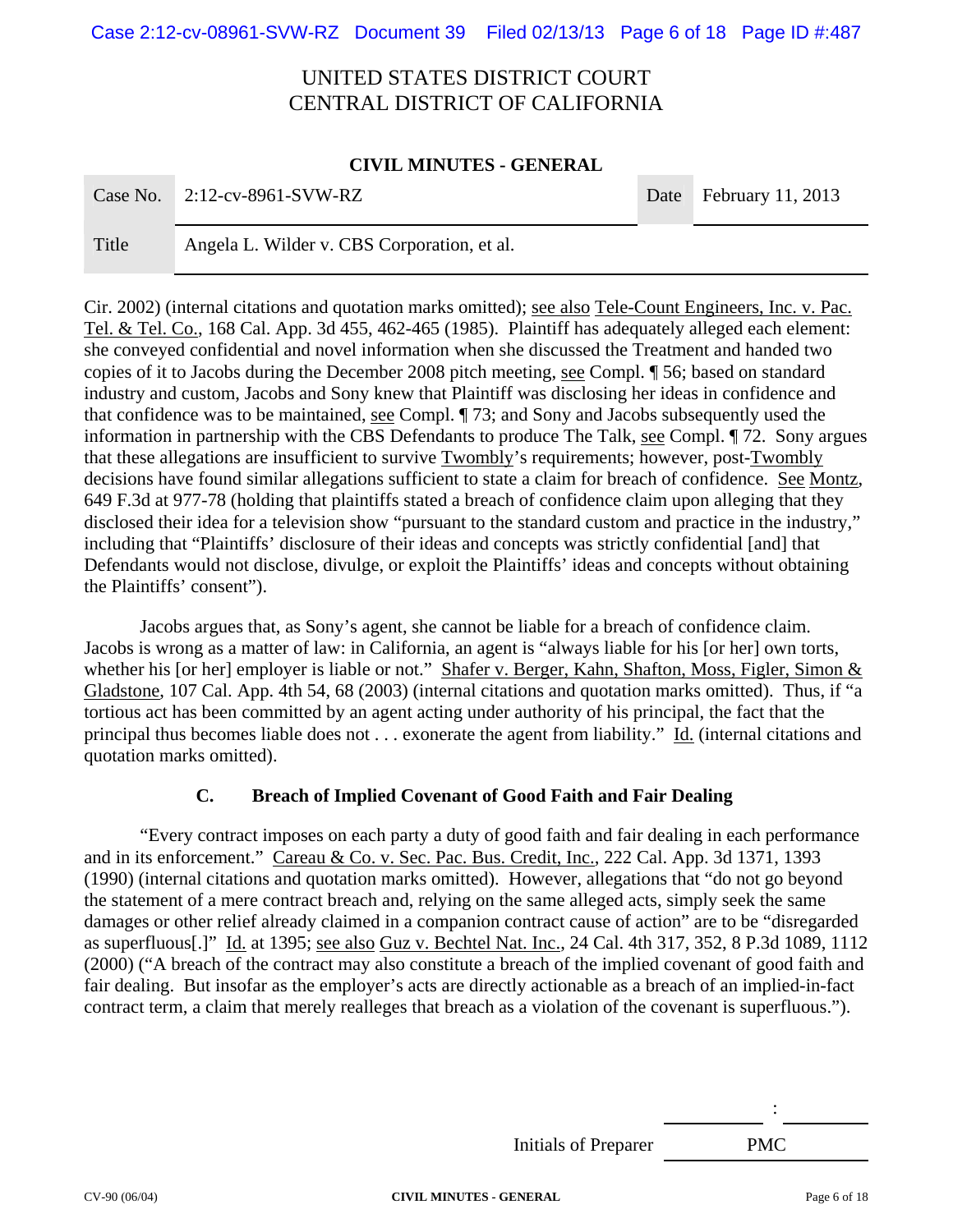Cir. 2002) (internal citations and quotation marks omitted); see also Tele-Count Engineers, Inc. v. Pac. Tel. & Tel. Co., 168 Cal. App. 3d 455, 462-465 (1985). Plaintiff has adequately alleged each element: she conveyed confidential and novel information when she discussed the Treatment and handed two copies of it to Jacobs during the December 2008 pitch meeting, see Compl. ¶ 56; based on standard industry and custom, Jacobs and Sony knew that Plaintiff was disclosing her ideas in confidence and that confidence was to be maintained, see Compl. ¶ 73; and Sony and Jacobs subsequently used the information in partnership with the CBS Defendants to produce The Talk, see Compl. ¶ 72. Sony argues that these allegations are insufficient to survive Twombly's requirements; however, post-Twombly decisions have found similar allegations sufficient to state a claim for breach of confidence. See Montz, 649 F.3d at 977-78 (holding that plaintiffs stated a breach of confidence claim upon alleging that they disclosed their idea for a television show "pursuant to the standard custom and practice in the industry," including that "Plaintiffs' disclosure of their ideas and concepts was strictly confidential [and] that Defendants would not disclose, divulge, or exploit the Plaintiffs' ideas and concepts without obtaining the Plaintiffs' consent").

Jacobs argues that, as Sony's agent, she cannot be liable for a breach of confidence claim. Jacobs is wrong as a matter of law: in California, an agent is "always liable for his [or her] own torts, whether his [or her] employer is liable or not." Shafer v. Berger, Kahn, Shafton, Moss, Figler, Simon & Gladstone, 107 Cal. App. 4th 54, 68 (2003) (internal citations and quotation marks omitted). Thus, if "a tortious act has been committed by an agent acting under authority of his principal, the fact that the principal thus becomes liable does not . . . exonerate the agent from liability." Id. (internal citations and quotation marks omitted).

### C. Breach of Implied Covenant of Good Faith and Fair Dealing

"Every contract imposes on each party a duty of good faith and fair dealing in each performance and in its enforcement." Careau & Co. v. Sec. Pac. Bus. Credit, Inc., 222 Cal. App. 3d 1371, 1393 (1990) (internal citations and quotation marks omitted). However, allegations that "do not go beyond the statement of a mere contract breach and, relying on the same alleged acts, simply seek the same damages or other relief already claimed in a companion contract cause of action" are to be "disregarded as superfluous[.]" Id. at 1395; see also Guz v. Bechtel Nat. Inc., 24 Cal. 4th 317, 352, 8 P.3d 1089, 1112 (2000) ("A breach of the contract may also constitute a breach of the implied covenant of good faith and fair dealing. But insofar as the employer's acts are directly actionable as a breach of an implied-in-fact contract term, a claim that merely realleges that breach as a violation of the covenant is superfluous.").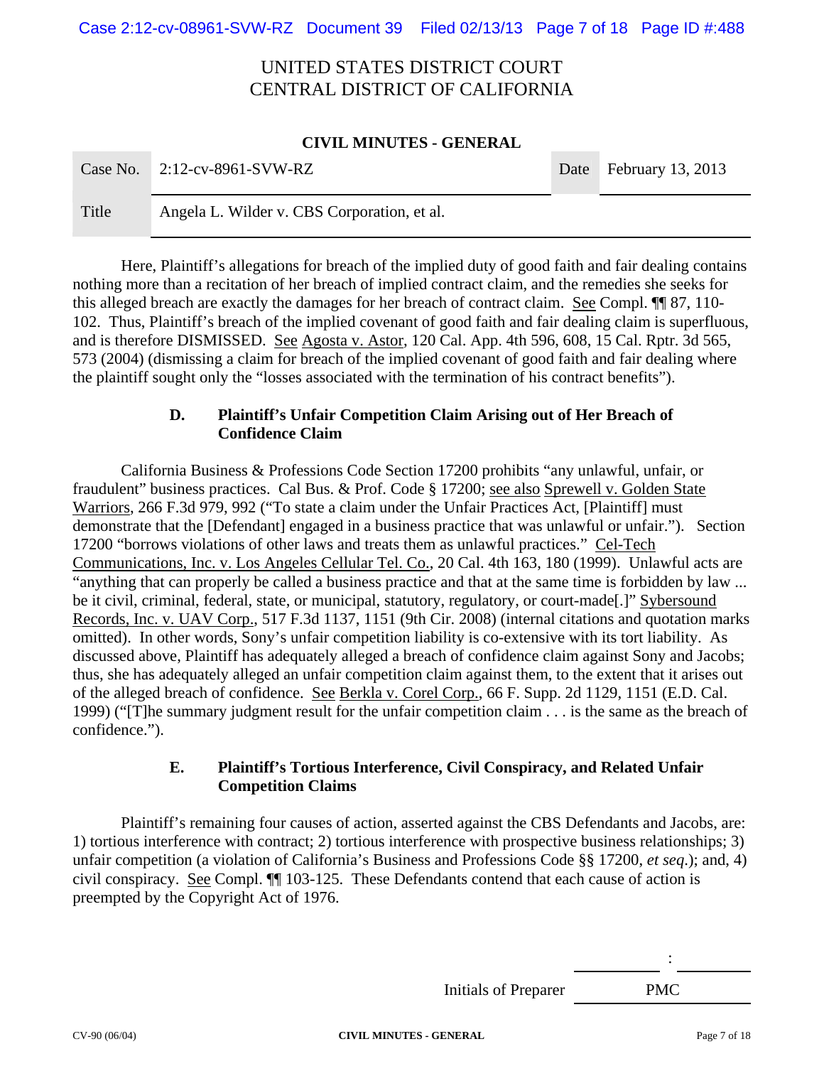Here, Plaintiff's allegations for breach of the implied duty of good faith and fair dealing contains nothing more than a recitation of her breach of implied contract claim, and the remedies she seeks for this alleged breach are exactly the damages for her breach of contract claim. See Compl. ¶¶ 87, 110-102. Thus, Plaintiff's breach of the implied covenant of good faith and fair dealing claim is superfluous, and is therefore DISMISSED. See Agosta v. Astor, 120 Cal. App. 4th 596, 608, 15 Cal. Rptr. 3d 565, 573 (2004) (dismissing a claim for breach of the implied covenant of good faith and fair dealing where the plaintiff sought only the "losses associated with the termination of his contract benefits").

### D. Plaintiff's Unfair Competition Claim Arising out of Her Breach of Confidence Claim

California Business & Professions Code Section 17200 prohibits "any unlawful, unfair, or fraudulent" business practices. Cal Bus. & Prof. Code § 17200; see also Sprewell v. Golden State Warriors, 266 F.3d 979, 992 ("To state a claim under the Unfair Practices Act, [Plaintiff] must demonstrate that the [Defendant] engaged in a business practice that was unlawful or unfair."). Section 17200 "borrows violations of other laws and treats them as unlawful practices." Cel-Tech Communications, Inc. v. Los Angeles Cellular Tel. Co., 20 Cal. 4th 163, 180 (1999). Unlawful acts are "anything that can properly be called a business practice and that at the same time is forbidden by law ... be it civil, criminal, federal, state, or municipal, statutory, regulatory, or court-made[.]" Sybersound Records, Inc. v. UAV Corp., 517 F.3d 1137, 1151 (9th Cir. 2008) (internal citations and quotation marks omitted). In other words, Sony's unfair competition liability is co-extensive with its tort liability. As discussed above, Plaintiff has adequately alleged a breach of confidence claim against Sony and Jacobs; thus, she has adequately alleged an unfair competition claim against them, to the extent that it arises out of the alleged breach of confidence. See Berkla v. Corel Corp., 66 F. Supp. 2d 1129, 1151 (E.D. Cal. 1999) ("[T]he summary judgment result for the unfair competition claim . . . is the same as the breach of confidence.").

### E. Plaintiff's Tortious Interference, Civil Conspiracy, and Related Unfair Competition Claims

Plaintiff's remaining four causes of action, asserted against the CBS Defendants and Jacobs, are: 1) tortious interference with contract; 2) tortious interference with prospective business relationships; 3) unfair competition (a violation of California's Business and Professions Code §§ 17200, *et seq.*); and, 4) civil conspiracy. See Compl. ¶¶ 103-125. These Defendants contend that each cause of action is preempted by the Copyright Act of 1976.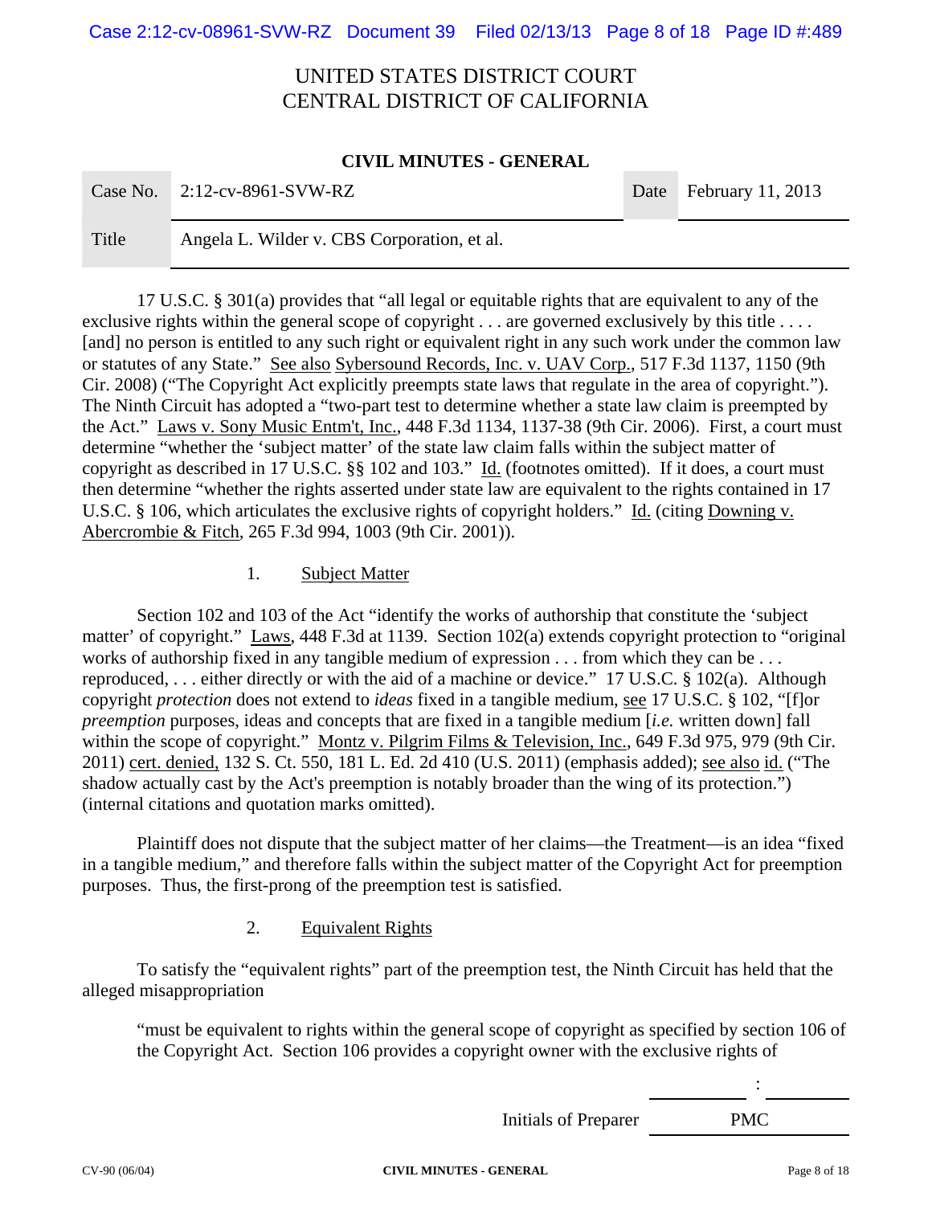UNITED STATES DISTRICT COURT
CENTRAL DISTRICT OF CALIFORNIA

**CIVIL MINUTES - GENERAL**

| Case No. | 2:12-cv-8961-SVW-RZ | Date | February 11, 2013 |
|---|---|---|---|
| Title | Angela L. Wilder v. CBS Corporation, et al. | | |

17 U.S.C. § 301(a) provides that "all legal or equitable rights that are equivalent to any of the exclusive rights within the general scope of copyright . . . are governed exclusively by this title . . . . [and] no person is entitled to any such right or equivalent right in any such work under the common law or statutes of any State." See also Sybersound Records, Inc. v. UAV Corp., 517 F.3d 1137, 1150 (9th Cir. 2008) ("The Copyright Act explicitly preempts state laws that regulate in the area of copyright."). The Ninth Circuit has adopted a "two-part test to determine whether a state law claim is preempted by the Act." Laws v. Sony Music Entm't, Inc., 448 F.3d 1134, 1137-38 (9th Cir. 2006). First, a court must determine "whether the 'subject matter' of the state law claim falls within the subject matter of copyright as described in 17 U.S.C. §§ 102 and 103." Id. (footnotes omitted). If it does, a court must then determine "whether the rights asserted under state law are equivalent to the rights contained in 17 U.S.C. § 106, which articulates the exclusive rights of copyright holders." Id. (citing Downing v. Abercrombie & Fitch, 265 F.3d 994, 1003 (9th Cir. 2001)).

1. Subject Matter

Section 102 and 103 of the Act "identify the works of authorship that constitute the 'subject matter' of copyright." Laws, 448 F.3d at 1139. Section 102(a) extends copyright protection to "original works of authorship fixed in any tangible medium of expression . . . from which they can be . . . reproduced, . . . either directly or with the aid of a machine or device." 17 U.S.C. § 102(a). Although copyright *protection* does not extend to *ideas* fixed in a tangible medium, see 17 U.S.C. § 102, "[f]or *preemption* purposes, ideas and concepts that are fixed in a tangible medium [*i.e.* written down] fall within the scope of copyright." Montz v. Pilgrim Films & Television, Inc., 649 F.3d 975, 979 (9th Cir. 2011) cert. denied, 132 S. Ct. 550, 181 L. Ed. 2d 410 (U.S. 2011) (emphasis added); see also id. ("The shadow actually cast by the Act's preemption is notably broader than the wing of its protection.") (internal citations and quotation marks omitted).

Plaintiff does not dispute that the subject matter of her claims—the Treatment—is an idea "fixed in a tangible medium," and therefore falls within the subject matter of the Copyright Act for preemption purposes. Thus, the first-prong of the preemption test is satisfied.

2. Equivalent Rights

To satisfy the "equivalent rights" part of the preemption test, the Ninth Circuit has held that the alleged misappropriation

> "must be equivalent to rights within the general scope of copyright as specified by section 106 of the Copyright Act. Section 106 provides a copyright owner with the exclusive rights of

Initials of Preparer PMC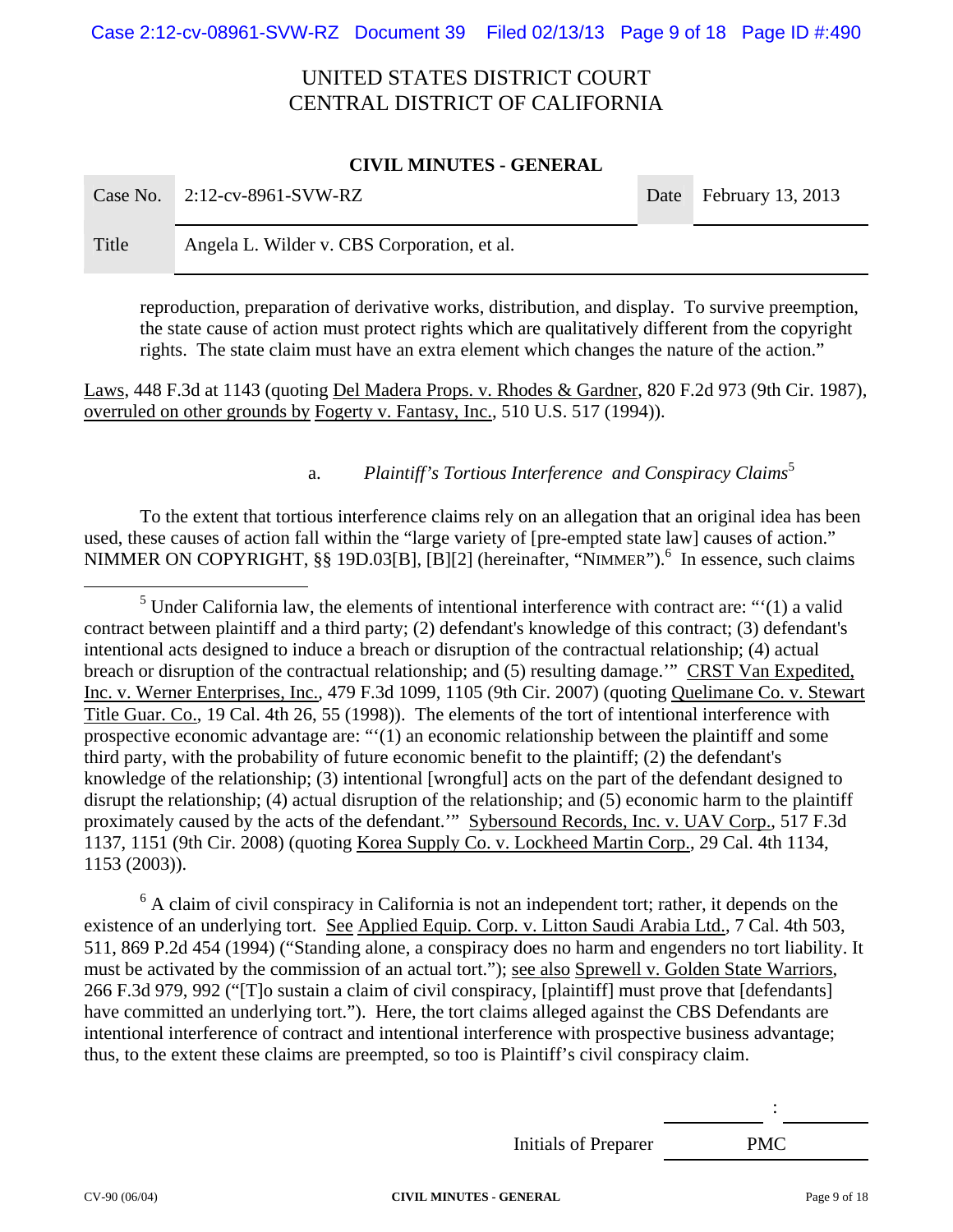reproduction, preparation of derivative works, distribution, and display. To survive preemption, the state cause of action must protect rights which are qualitatively different from the copyright rights. The state claim must have an extra element which changes the nature of the action."

Laws, 448 F.3d at 1143 (quoting Del Madera Props. v. Rhodes & Gardner, 820 F.2d 973 (9th Cir. 1987), overruled on other grounds by Fogerty v. Fantasy, Inc., 510 U.S. 517 (1994)).

a. *Plaintiff's Tortious Interference and Conspiracy Claims*[5]

To the extent that tortious interference claims rely on an allegation that an original idea has been used, these causes of action fall within the "large variety of [pre-empted state law] causes of action." NIMMER ON COPYRIGHT, §§ 19D.03[B], [B][2] (hereinafter, "NIMMER").[6] In essence, such claims

---

[5] Under California law, the elements of intentional interference with contract are: "'(1) a valid contract between plaintiff and a third party; (2) defendant's knowledge of this contract; (3) defendant's intentional acts designed to induce a breach or disruption of the contractual relationship; (4) actual breach or disruption of the contractual relationship; and (5) resulting damage.'" CRST Van Expedited, Inc. v. Werner Enterprises, Inc., 479 F.3d 1099, 1105 (9th Cir. 2007) (quoting Quelimane Co. v. Stewart Title Guar. Co., 19 Cal. 4th 26, 55 (1998)). The elements of the tort of intentional interference with prospective economic advantage are: "'(1) an economic relationship between the plaintiff and some third party, with the probability of future economic benefit to the plaintiff; (2) the defendant's knowledge of the relationship; (3) intentional [wrongful] acts on the part of the defendant designed to disrupt the relationship; (4) actual disruption of the relationship; and (5) economic harm to the plaintiff proximately caused by the acts of the defendant.'" Sybersound Records, Inc. v. UAV Corp., 517 F.3d 1137, 1151 (9th Cir. 2008) (quoting Korea Supply Co. v. Lockheed Martin Corp., 29 Cal. 4th 1134, 1153 (2003)).

[6] A claim of civil conspiracy in California is not an independent tort; rather, it depends on the existence of an underlying tort. See Applied Equip. Corp. v. Litton Saudi Arabia Ltd., 7 Cal. 4th 503, 511, 869 P.2d 454 (1994) ("Standing alone, a conspiracy does no harm and engenders no tort liability. It must be activated by the commission of an actual tort."); see also Sprewell v. Golden State Warriors, 266 F.3d 979, 992 ("[T]o sustain a claim of civil conspiracy, [plaintiff] must prove that [defendants] have committed an underlying tort."). Here, the tort claims alleged against the CBS Defendants are intentional interference of contract and intentional interference with prospective business advantage; thus, to the extent these claims are preempted, so too is Plaintiff's civil conspiracy claim.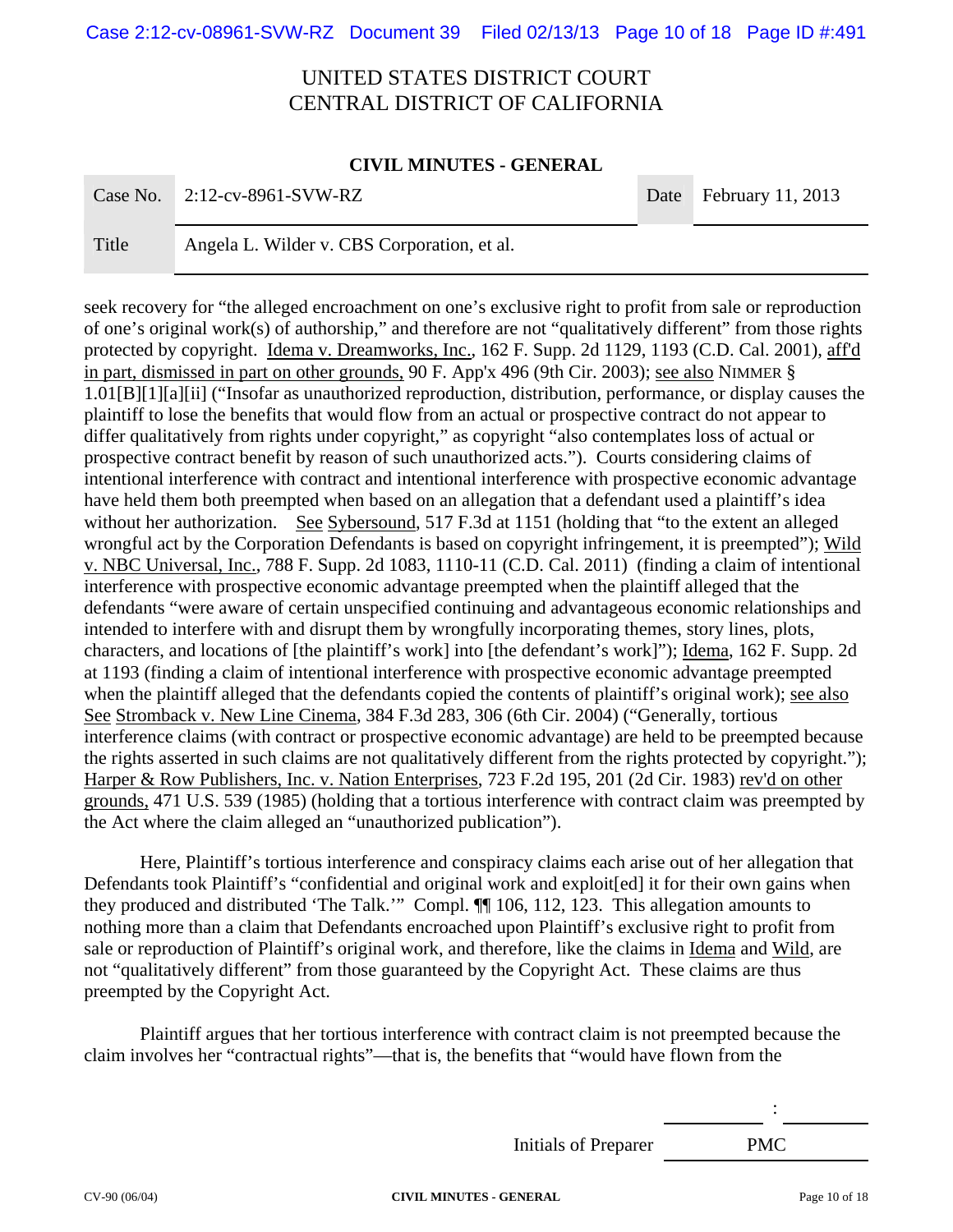seek recovery for "the alleged encroachment on one's exclusive right to profit from sale or reproduction of one's original work(s) of authorship," and therefore are not "qualitatively different" from those rights protected by copyright. Idema v. Dreamworks, Inc., 162 F. Supp. 2d 1129, 1193 (C.D. Cal. 2001), aff'd in part, dismissed in part on other grounds, 90 F. App'x 496 (9th Cir. 2003); see also NIMMER § 1.01[B][1][a][ii] ("Insofar as unauthorized reproduction, distribution, performance, or display causes the plaintiff to lose the benefits that would flow from an actual or prospective contract do not appear to differ qualitatively from rights under copyright," as copyright "also contemplates loss of actual or prospective contract benefit by reason of such unauthorized acts."). Courts considering claims of intentional interference with contract and intentional interference with prospective economic advantage have held them both preempted when based on an allegation that a defendant used a plaintiff's idea without her authorization. See Sybersound, 517 F.3d at 1151 (holding that "to the extent an alleged wrongful act by the Corporation Defendants is based on copyright infringement, it is preempted"); Wild v. NBC Universal, Inc., 788 F. Supp. 2d 1083, 1110-11 (C.D. Cal. 2011) (finding a claim of intentional interference with prospective economic advantage preempted when the plaintiff alleged that the defendants "were aware of certain unspecified continuing and advantageous economic relationships and intended to interfere with and disrupt them by wrongfully incorporating themes, story lines, plots, characters, and locations of [the plaintiff's work] into [the defendant's work]"); Idema, 162 F. Supp. 2d at 1193 (finding a claim of intentional interference with prospective economic advantage preempted when the plaintiff alleged that the defendants copied the contents of plaintiff's original work); see also See Stromback v. New Line Cinema, 384 F.3d 283, 306 (6th Cir. 2004) ("Generally, tortious interference claims (with contract or prospective economic advantage) are held to be preempted because the rights asserted in such claims are not qualitatively different from the rights protected by copyright."); Harper & Row Publishers, Inc. v. Nation Enterprises, 723 F.2d 195, 201 (2d Cir. 1983) rev'd on other grounds, 471 U.S. 539 (1985) (holding that a tortious interference with contract claim was preempted by the Act where the claim alleged an "unauthorized publication").

Here, Plaintiff's tortious interference and conspiracy claims each arise out of her allegation that Defendants took Plaintiff's "confidential and original work and exploit[ed] it for their own gains when they produced and distributed 'The Talk.'" Compl. ¶¶ 106, 112, 123. This allegation amounts to nothing more than a claim that Defendants encroached upon Plaintiff's exclusive right to profit from sale or reproduction of Plaintiff's original work, and therefore, like the claims in Idema and Wild, are not "qualitatively different" from those guaranteed by the Copyright Act. These claims are thus preempted by the Copyright Act.

Plaintiff argues that her tortious interference with contract claim is not preempted because the claim involves her "contractual rights"—that is, the benefits that "would have flown from the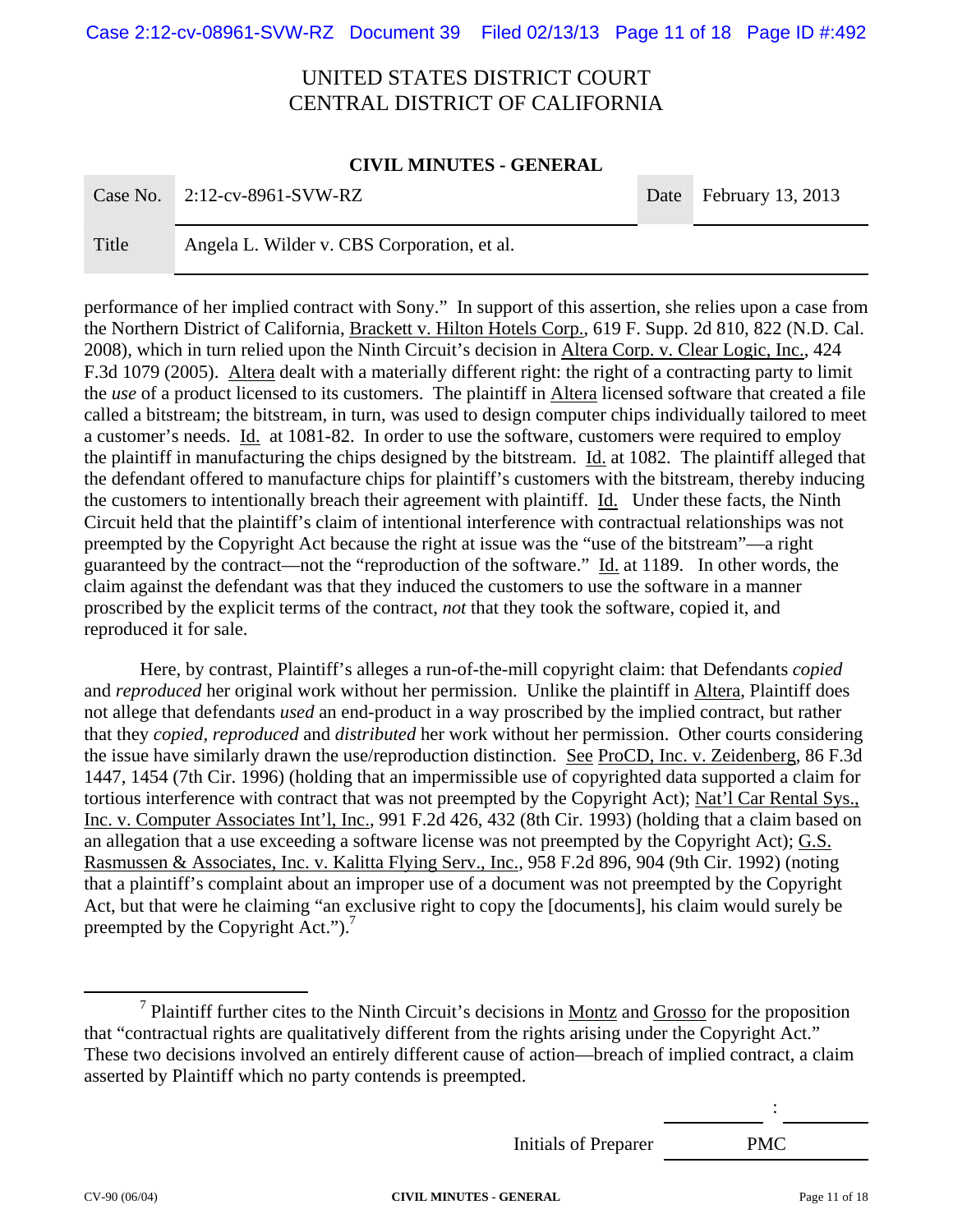UNITED STATES DISTRICT COURT
CENTRAL DISTRICT OF CALIFORNIA

**CIVIL MINUTES - GENERAL**

| Case No. | 2:12-cv-8961-SVW-RZ | Date | February 13, 2013 |
|---|---|---|---|
| Title | Angela L. Wilder v. CBS Corporation, et al. | | |

performance of her implied contract with Sony." In support of this assertion, she relies upon a case from the Northern District of California, Brackett v. Hilton Hotels Corp., 619 F. Supp. 2d 810, 822 (N.D. Cal. 2008), which in turn relied upon the Ninth Circuit's decision in Altera Corp. v. Clear Logic, Inc., 424 F.3d 1079 (2005). Altera dealt with a materially different right: the right of a contracting party to limit the *use* of a product licensed to its customers. The plaintiff in Altera licensed software that created a file called a bitstream; the bitstream, in turn, was used to design computer chips individually tailored to meet a customer's needs. Id. at 1081-82. In order to use the software, customers were required to employ the plaintiff in manufacturing the chips designed by the bitstream. Id. at 1082. The plaintiff alleged that the defendant offered to manufacture chips for plaintiff's customers with the bitstream, thereby inducing the customers to intentionally breach their agreement with plaintiff. Id. Under these facts, the Ninth Circuit held that the plaintiff's claim of intentional interference with contractual relationships was not preempted by the Copyright Act because the right at issue was the "use of the bitstream"—a right guaranteed by the contract—not the "reproduction of the software." Id. at 1189. In other words, the claim against the defendant was that they induced the customers to use the software in a manner proscribed by the explicit terms of the contract, *not* that they took the software, copied it, and reproduced it for sale.

Here, by contrast, Plaintiff's alleges a run-of-the-mill copyright claim: that Defendants *copied* and *reproduced* her original work without her permission. Unlike the plaintiff in Altera, Plaintiff does not allege that defendants *used* an end-product in a way proscribed by the implied contract, but rather that they *copied*, *reproduced* and *distributed* her work without her permission. Other courts considering the issue have similarly drawn the use/reproduction distinction. See ProCD, Inc. v. Zeidenberg, 86 F.3d 1447, 1454 (7th Cir. 1996) (holding that an impermissible use of copyrighted data supported a claim for tortious interference with contract that was not preempted by the Copyright Act); Nat'l Car Rental Sys., Inc. v. Computer Associates Int'l, Inc., 991 F.2d 426, 432 (8th Cir. 1993) (holding that a claim based on an allegation that a use exceeding a software license was not preempted by the Copyright Act); G.S. Rasmussen & Associates, Inc. v. Kalitta Flying Serv., Inc., 958 F.2d 896, 904 (9th Cir. 1992) (noting that a plaintiff's complaint about an improper use of a document was not preempted by the Copyright Act, but that were he claiming "an exclusive right to copy the [documents], his claim would surely be preempted by the Copyright Act.").[7]

[7] Plaintiff further cites to the Ninth Circuit's decisions in Montz and Grosso for the proposition that "contractual rights are qualitatively different from the rights arising under the Copyright Act." These two decisions involved an entirely different cause of action—breach of implied contract, a claim asserted by Plaintiff which no party contends is preempted.

Initials of Preparer PMC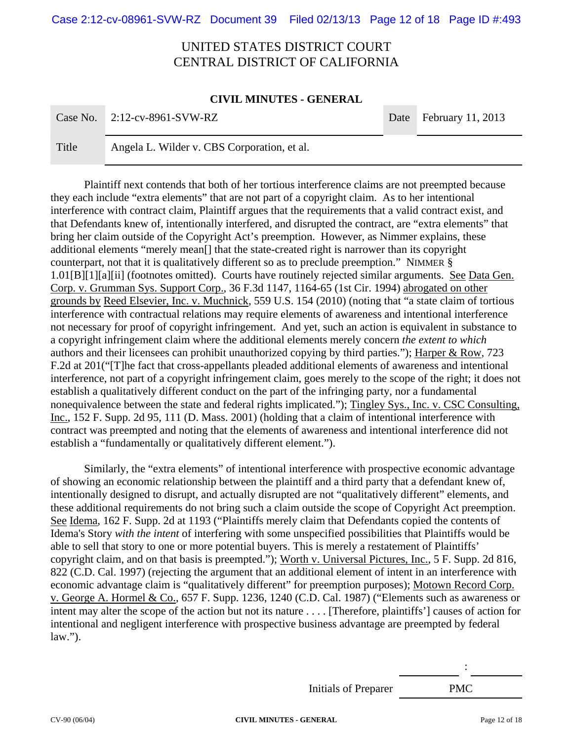# UNITED STATES DISTRICT COURT
# CENTRAL DISTRICT OF CALIFORNIA

**CIVIL MINUTES - GENERAL**

| Case No. | 2:12-cv-8961-SVW-RZ | Date | February 11, 2013 |
|---|---|---|---|
| Title | Angela L. Wilder v. CBS Corporation, et al. | | |

Plaintiff next contends that both of her tortious interference claims are not preempted because they each include "extra elements" that are not part of a copyright claim. As to her intentional interference with contract claim, Plaintiff argues that the requirements that a valid contract exist, and that Defendants knew of, intentionally interfered, and disrupted the contract, are "extra elements" that bring her claim outside of the Copyright Act's preemption. However, as Nimmer explains, these additional elements "merely mean[] that the state-created right is narrower than its copyright counterpart, not that it is qualitatively different so as to preclude preemption." NIMMER § 1.01[B][1][a][ii] (footnotes omitted). Courts have routinely rejected similar arguments. See Data Gen. Corp. v. Grumman Sys. Support Corp., 36 F.3d 1147, 1164-65 (1st Cir. 1994) abrogated on other grounds by Reed Elsevier, Inc. v. Muchnick, 559 U.S. 154 (2010) (noting that "a state claim of tortious interference with contractual relations may require elements of awareness and intentional interference not necessary for proof of copyright infringement. And yet, such an action is equivalent in substance to a copyright infringement claim where the additional elements merely concern *the extent to which* authors and their licensees can prohibit unauthorized copying by third parties."); Harper & Row, 723 F.2d at 201("[T]he fact that cross-appellants pleaded additional elements of awareness and intentional interference, not part of a copyright infringement claim, goes merely to the scope of the right; it does not establish a qualitatively different conduct on the part of the infringing party, nor a fundamental nonequivalence between the state and federal rights implicated."); Tingley Sys., Inc. v. CSC Consulting, Inc., 152 F. Supp. 2d 95, 111 (D. Mass. 2001) (holding that a claim of intentional interference with contract was preempted and noting that the elements of awareness and intentional interference did not establish a "fundamentally or qualitatively different element.").

Similarly, the "extra elements" of intentional interference with prospective economic advantage of showing an economic relationship between the plaintiff and a third party that a defendant knew of, intentionally designed to disrupt, and actually disrupted are not "qualitatively different" elements, and these additional requirements do not bring such a claim outside the scope of Copyright Act preemption. See Idema, 162 F. Supp. 2d at 1193 ("Plaintiffs merely claim that Defendants copied the contents of Idema's Story *with the intent* of interfering with some unspecified possibilities that Plaintiffs would be able to sell that story to one or more potential buyers. This is merely a restatement of Plaintiffs' copyright claim, and on that basis is preempted."); Worth v. Universal Pictures, Inc., 5 F. Supp. 2d 816, 822 (C.D. Cal. 1997) (rejecting the argument that an additional element of intent in an interference with economic advantage claim is "qualitatively different" for preemption purposes); Motown Record Corp. v. George A. Hormel & Co., 657 F. Supp. 1236, 1240 (C.D. Cal. 1987) ("Elements such as awareness or intent may alter the scope of the action but not its nature . . . . [Therefore, plaintiffs'] causes of action for intentional and negligent interference with prospective business advantage are preempted by federal law.").

Initials of Preparer PMC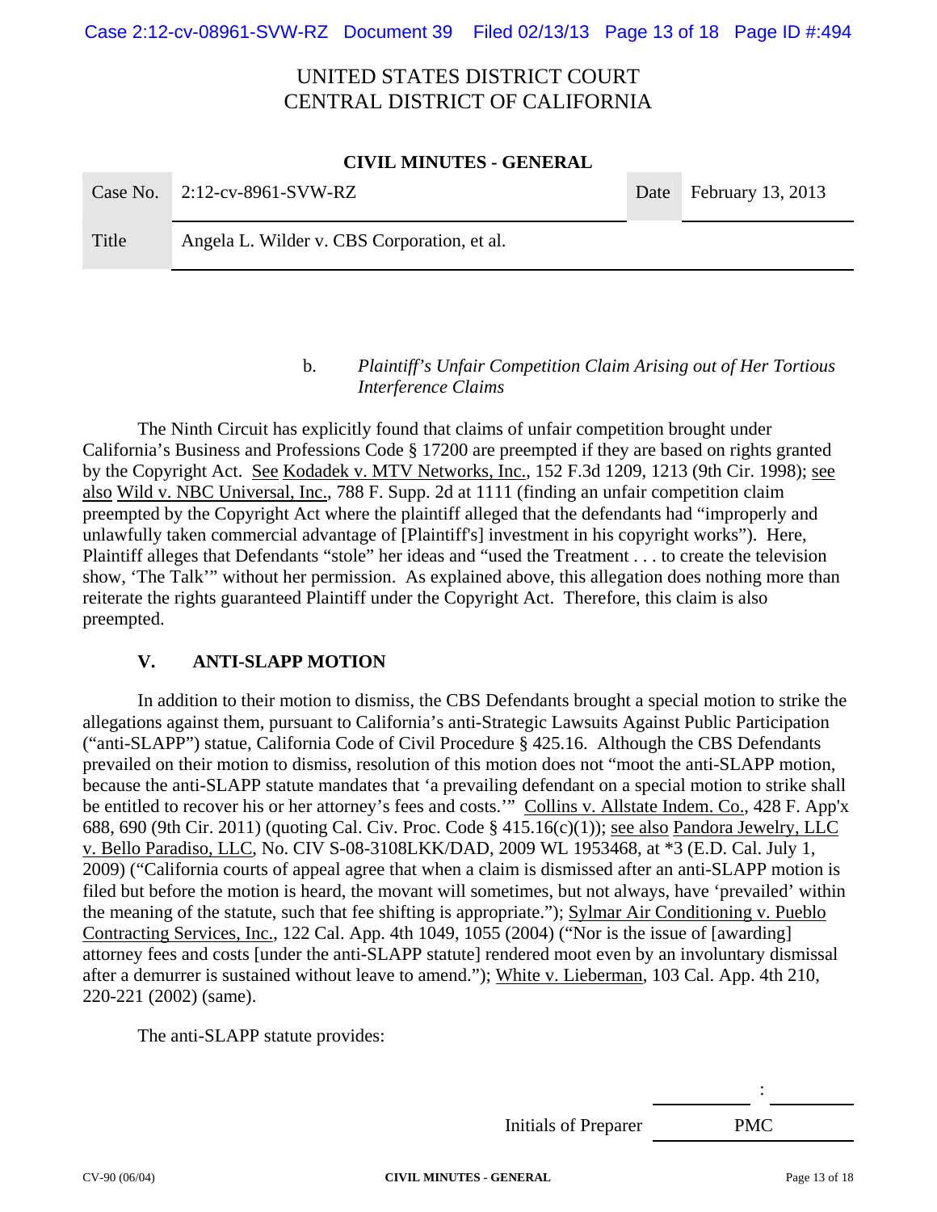UNITED STATES DISTRICT COURT
CENTRAL DISTRICT OF CALIFORNIA

**CIVIL MINUTES - GENERAL**

| Case No. | 2:12-cv-8961-SVW-RZ | Date | February 13, 2013 |
|---|---|---|---|
| Title | Angela L. Wilder v. CBS Corporation, et al. | | |

b. *Plaintiff's Unfair Competition Claim Arising out of Her Tortious Interference Claims*

The Ninth Circuit has explicitly found that claims of unfair competition brought under California's Business and Professions Code § 17200 are preempted if they are based on rights granted by the Copyright Act. See Kodadek v. MTV Networks, Inc., 152 F.3d 1209, 1213 (9th Cir. 1998); see also Wild v. NBC Universal, Inc., 788 F. Supp. 2d at 1111 (finding an unfair competition claim preempted by the Copyright Act where the plaintiff alleged that the defendants had "improperly and unlawfully taken commercial advantage of [Plaintiff's] investment in his copyright works"). Here, Plaintiff alleges that Defendants "stole" her ideas and "used the Treatment . . . to create the television show, 'The Talk'" without her permission. As explained above, this allegation does nothing more than reiterate the rights guaranteed Plaintiff under the Copyright Act. Therefore, this claim is also preempted.

## V. ANTI-SLAPP MOTION

In addition to their motion to dismiss, the CBS Defendants brought a special motion to strike the allegations against them, pursuant to California's anti-Strategic Lawsuits Against Public Participation ("anti-SLAPP") statue, California Code of Civil Procedure § 425.16. Although the CBS Defendants prevailed on their motion to dismiss, resolution of this motion does not "moot the anti-SLAPP motion, because the anti-SLAPP statute mandates that 'a prevailing defendant on a special motion to strike shall be entitled to recover his or her attorney's fees and costs.'" Collins v. Allstate Indem. Co., 428 F. App'x 688, 690 (9th Cir. 2011) (quoting Cal. Civ. Proc. Code § 415.16(c)(1)); see also Pandora Jewelry, LLC v. Bello Paradiso, LLC, No. CIV S-08-3108LKK/DAD, 2009 WL 1953468, at *3 (E.D. Cal. July 1, 2009) ("California courts of appeal agree that when a claim is dismissed after an anti-SLAPP motion is filed but before the motion is heard, the movant will sometimes, but not always, have 'prevailed' within the meaning of the statute, such that fee shifting is appropriate."); Sylmar Air Conditioning v. Pueblo Contracting Services, Inc., 122 Cal. App. 4th 1049, 1055 (2004) ("Nor is the issue of [awarding] attorney fees and costs [under the anti-SLAPP statute] rendered moot even by an involuntary dismissal after a demurrer is sustained without leave to amend."); White v. Lieberman, 103 Cal. App. 4th 210, 220-221 (2002) (same).

The anti-SLAPP statute provides:

Initials of Preparer PMC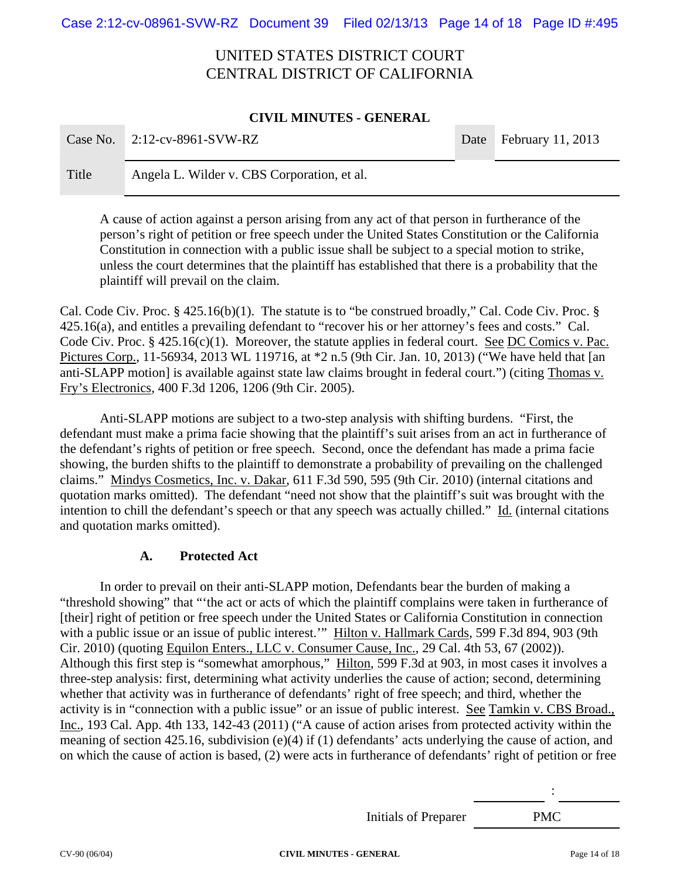UNITED STATES DISTRICT COURT
CENTRAL DISTRICT OF CALIFORNIA

**CIVIL MINUTES - GENERAL**

| Case No. | 2:12-cv-8961-SVW-RZ | Date | February 11, 2013 |
|---|---|---|---|
| Title | Angela L. Wilder v. CBS Corporation, et al. | | |

> A cause of action against a person arising from any act of that person in furtherance of the person's right of petition or free speech under the United States Constitution or the California Constitution in connection with a public issue shall be subject to a special motion to strike, unless the court determines that the plaintiff has established that there is a probability that the plaintiff will prevail on the claim.

Cal. Code Civ. Proc. § 425.16(b)(1). The statute is to "be construed broadly," Cal. Code Civ. Proc. § 425.16(a), and entitles a prevailing defendant to "recover his or her attorney's fees and costs." Cal. Code Civ. Proc. § 425.16(c)(1). Moreover, the statute applies in federal court. See DC Comics v. Pac. Pictures Corp., 11-56934, 2013 WL 119716, at *2 n.5 (9th Cir. Jan. 10, 2013) ("We have held that [an anti-SLAPP motion] is available against state law claims brought in federal court.") (citing Thomas v. Fry's Electronics, 400 F.3d 1206, 1206 (9th Cir. 2005).

Anti-SLAPP motions are subject to a two-step analysis with shifting burdens. "First, the defendant must make a prima facie showing that the plaintiff's suit arises from an act in furtherance of the defendant's rights of petition or free speech. Second, once the defendant has made a prima facie showing, the burden shifts to the plaintiff to demonstrate a probability of prevailing on the challenged claims." Mindys Cosmetics, Inc. v. Dakar, 611 F.3d 590, 595 (9th Cir. 2010) (internal citations and quotation marks omitted). The defendant "need not show that the plaintiff's suit was brought with the intention to chill the defendant's speech or that any speech was actually chilled." Id. (internal citations and quotation marks omitted).

### A. Protected Act

In order to prevail on their anti-SLAPP motion, Defendants bear the burden of making a "threshold showing" that "'the act or acts of which the plaintiff complains were taken in furtherance of [their] right of petition or free speech under the United States or California Constitution in connection with a public issue or an issue of public interest.'" Hilton v. Hallmark Cards, 599 F.3d 894, 903 (9th Cir. 2010) (quoting Equilon Enters., LLC v. Consumer Cause, Inc., 29 Cal. 4th 53, 67 (2002)). Although this first step is "somewhat amorphous," Hilton, 599 F.3d at 903, in most cases it involves a three-step analysis: first, determining what activity underlies the cause of action; second, determining whether that activity was in furtherance of defendants' right of free speech; and third, whether the activity is in "connection with a public issue" or an issue of public interest. See Tamkin v. CBS Broad., Inc., 193 Cal. App. 4th 133, 142-43 (2011) ("A cause of action arises from protected activity within the meaning of section 425.16, subdivision (e)(4) if (1) defendants' acts underlying the cause of action, and on which the cause of action is based, (2) were acts in furtherance of defendants' right of petition or free

Initials of Preparer PMC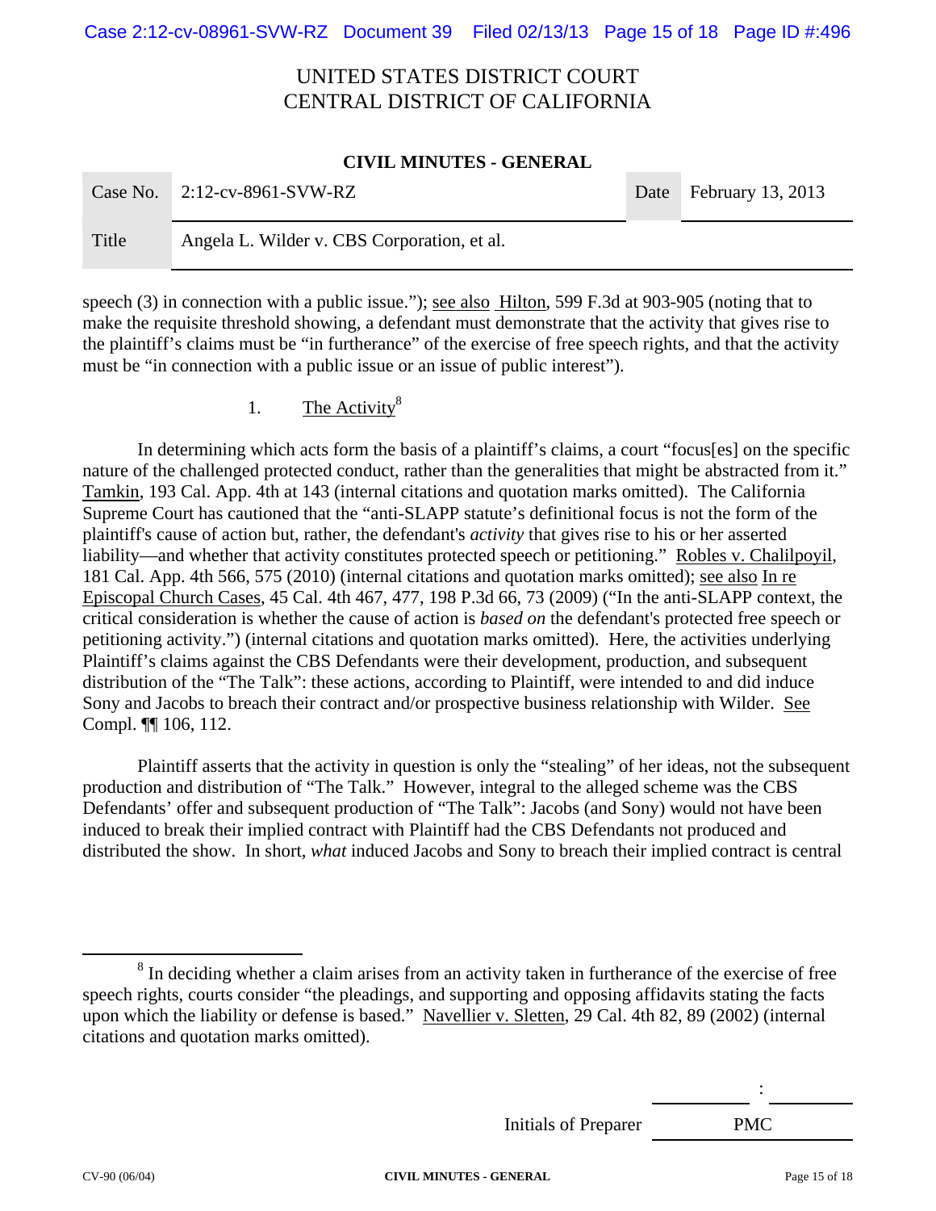speech (3) in connection with a public issue."); see also Hilton, 599 F.3d at 903-905 (noting that to make the requisite threshold showing, a defendant must demonstrate that the activity that gives rise to the plaintiff's claims must be "in furtherance" of the exercise of free speech rights, and that the activity must be "in connection with a public issue or an issue of public interest").

1. The Activity[8]

In determining which acts form the basis of a plaintiff's claims, a court "focus[es] on the specific nature of the challenged protected conduct, rather than the generalities that might be abstracted from it." Tamkin, 193 Cal. App. 4th at 143 (internal citations and quotation marks omitted). The California Supreme Court has cautioned that the "anti-SLAPP statute's definitional focus is not the form of the plaintiff's cause of action but, rather, the defendant's *activity* that gives rise to his or her asserted liability—and whether that activity constitutes protected speech or petitioning." Robles v. Chalilpoyil, 181 Cal. App. 4th 566, 575 (2010) (internal citations and quotation marks omitted); see also In re Episcopal Church Cases, 45 Cal. 4th 467, 477, 198 P.3d 66, 73 (2009) ("In the anti-SLAPP context, the critical consideration is whether the cause of action is *based on* the defendant's protected free speech or petitioning activity.") (internal citations and quotation marks omitted). Here, the activities underlying Plaintiff's claims against the CBS Defendants were their development, production, and subsequent distribution of the "The Talk": these actions, according to Plaintiff, were intended to and did induce Sony and Jacobs to breach their contract and/or prospective business relationship with Wilder. See Compl. ¶¶ 106, 112.

Plaintiff asserts that the activity in question is only the "stealing" of her ideas, not the subsequent production and distribution of "The Talk." However, integral to the alleged scheme was the CBS Defendants' offer and subsequent production of "The Talk": Jacobs (and Sony) would not have been induced to break their implied contract with Plaintiff had the CBS Defendants not produced and distributed the show. In short, *what* induced Jacobs and Sony to breach their implied contract is central

[8] In deciding whether a claim arises from an activity taken in furtherance of the exercise of free speech rights, courts consider "the pleadings, and supporting and opposing affidavits stating the facts upon which the liability or defense is based." Navellier v. Sletten, 29 Cal. 4th 82, 89 (2002) (internal citations and quotation marks omitted).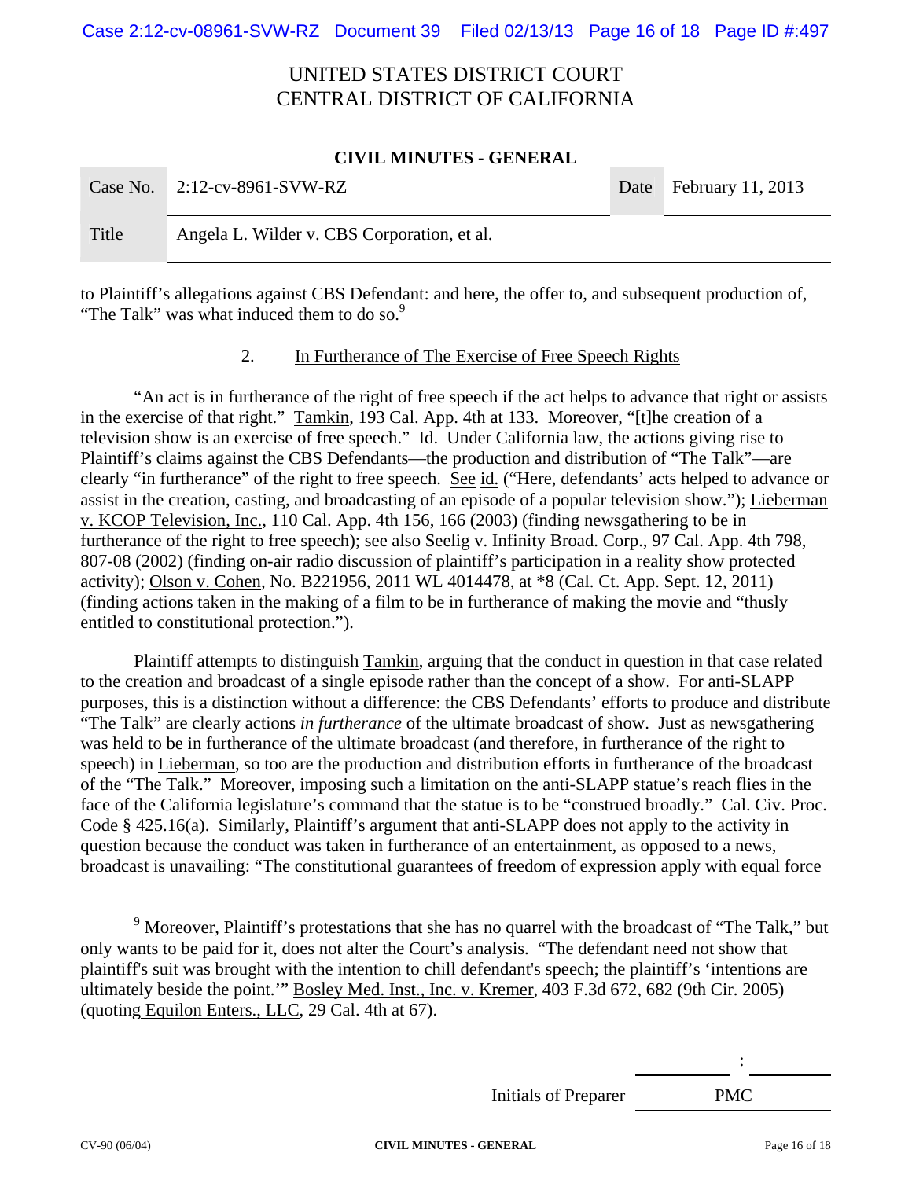to Plaintiff's allegations against CBS Defendant: and here, the offer to, and subsequent production of, "The Talk" was what induced them to do so.[9]

2. In Furtherance of The Exercise of Free Speech Rights

"An act is in furtherance of the right of free speech if the act helps to advance that right or assists in the exercise of that right." Tamkin, 193 Cal. App. 4th at 133. Moreover, "[t]he creation of a television show is an exercise of free speech." Id. Under California law, the actions giving rise to Plaintiff's claims against the CBS Defendants—the production and distribution of "The Talk"—are clearly "in furtherance" of the right to free speech. See id. ("Here, defendants' acts helped to advance or assist in the creation, casting, and broadcasting of an episode of a popular television show."); Lieberman v. KCOP Television, Inc., 110 Cal. App. 4th 156, 166 (2003) (finding newsgathering to be in furtherance of the right to free speech); see also Seelig v. Infinity Broad. Corp., 97 Cal. App. 4th 798, 807-08 (2002) (finding on-air radio discussion of plaintiff's participation in a reality show protected activity); Olson v. Cohen, No. B221956, 2011 WL 4014478, at *8 (Cal. Ct. App. Sept. 12, 2011) (finding actions taken in the making of a film to be in furtherance of making the movie and "thusly entitled to constitutional protection.").

Plaintiff attempts to distinguish Tamkin, arguing that the conduct in question in that case related to the creation and broadcast of a single episode rather than the concept of a show. For anti-SLAPP purposes, this is a distinction without a difference: the CBS Defendants' efforts to produce and distribute "The Talk" are clearly actions *in furtherance* of the ultimate broadcast of show. Just as newsgathering was held to be in furtherance of the ultimate broadcast (and therefore, in furtherance of the right to speech) in Lieberman, so too are the production and distribution efforts in furtherance of the broadcast of the "The Talk." Moreover, imposing such a limitation on the anti-SLAPP statue's reach flies in the face of the California legislature's command that the statue is to be "construed broadly." Cal. Civ. Proc. Code § 425.16(a). Similarly, Plaintiff's argument that anti-SLAPP does not apply to the activity in question because the conduct was taken in furtherance of an entertainment, as opposed to a news, broadcast is unavailing: "The constitutional guarantees of freedom of expression apply with equal force

---

[9] Moreover, Plaintiff's protestations that she has no quarrel with the broadcast of "The Talk," but only wants to be paid for it, does not alter the Court's analysis. "The defendant need not show that plaintiff's suit was brought with the intention to chill defendant's speech; the plaintiff's 'intentions are ultimately beside the point.'" Bosley Med. Inst., Inc. v. Kremer, 403 F.3d 672, 682 (9th Cir. 2005) (quoting Equilon Enters., LLC, 29 Cal. 4th at 67).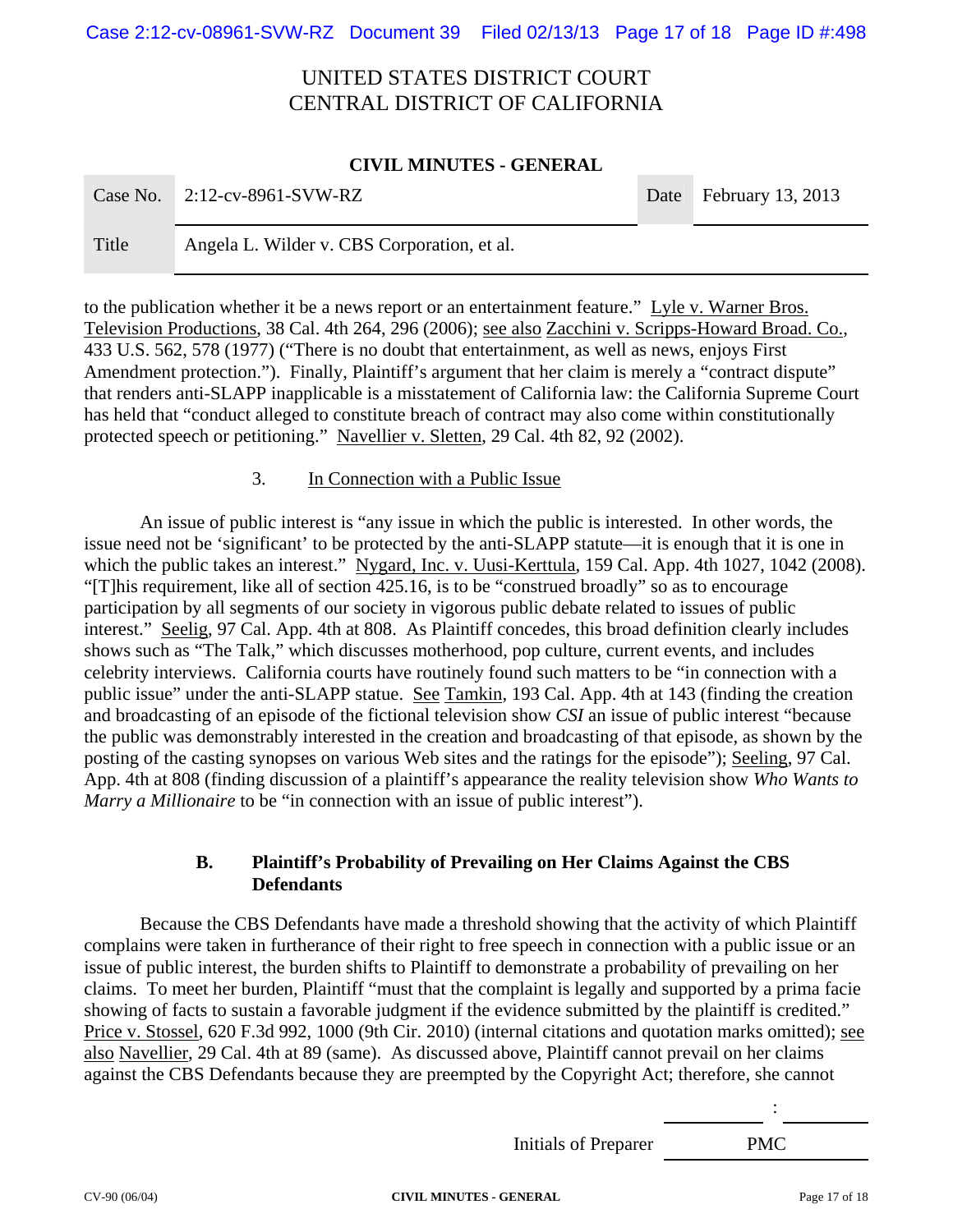to the publication whether it be a news report or an entertainment feature." Lyle v. Warner Bros. Television Productions, 38 Cal. 4th 264, 296 (2006); see also Zacchini v. Scripps-Howard Broad. Co., 433 U.S. 562, 578 (1977) ("There is no doubt that entertainment, as well as news, enjoys First Amendment protection."). Finally, Plaintiff's argument that her claim is merely a "contract dispute" that renders anti-SLAPP inapplicable is a misstatement of California law: the California Supreme Court has held that "conduct alleged to constitute breach of contract may also come within constitutionally protected speech or petitioning." Navellier v. Sletten, 29 Cal. 4th 82, 92 (2002).

3. In Connection with a Public Issue

An issue of public interest is "any issue in which the public is interested. In other words, the issue need not be 'significant' to be protected by the anti-SLAPP statute—it is enough that it is one in which the public takes an interest." Nygard, Inc. v. Uusi-Kerttula, 159 Cal. App. 4th 1027, 1042 (2008). "[T]his requirement, like all of section 425.16, is to be "construed broadly" so as to encourage participation by all segments of our society in vigorous public debate related to issues of public interest." Seelig, 97 Cal. App. 4th at 808. As Plaintiff concedes, this broad definition clearly includes shows such as "The Talk," which discusses motherhood, pop culture, current events, and includes celebrity interviews. California courts have routinely found such matters to be "in connection with a public issue" under the anti-SLAPP statue. See Tamkin, 193 Cal. App. 4th at 143 (finding the creation and broadcasting of an episode of the fictional television show *CSI* an issue of public interest "because the public was demonstrably interested in the creation and broadcasting of that episode, as shown by the posting of the casting synopses on various Web sites and the ratings for the episode"); Seeling, 97 Cal. App. 4th at 808 (finding discussion of a plaintiff's appearance the reality television show *Who Wants to Marry a Millionaire* to be "in connection with an issue of public interest").

**B. Plaintiff's Probability of Prevailing on Her Claims Against the CBS Defendants**

Because the CBS Defendants have made a threshold showing that the activity of which Plaintiff complains were taken in furtherance of their right to free speech in connection with a public issue or an issue of public interest, the burden shifts to Plaintiff to demonstrate a probability of prevailing on her claims. To meet her burden, Plaintiff "must that the complaint is legally and supported by a prima facie showing of facts to sustain a favorable judgment if the evidence submitted by the plaintiff is credited." Price v. Stossel, 620 F.3d 992, 1000 (9th Cir. 2010) (internal citations and quotation marks omitted); see also Navellier, 29 Cal. 4th at 89 (same). As discussed above, Plaintiff cannot prevail on her claims against the CBS Defendants because they are preempted by the Copyright Act; therefore, she cannot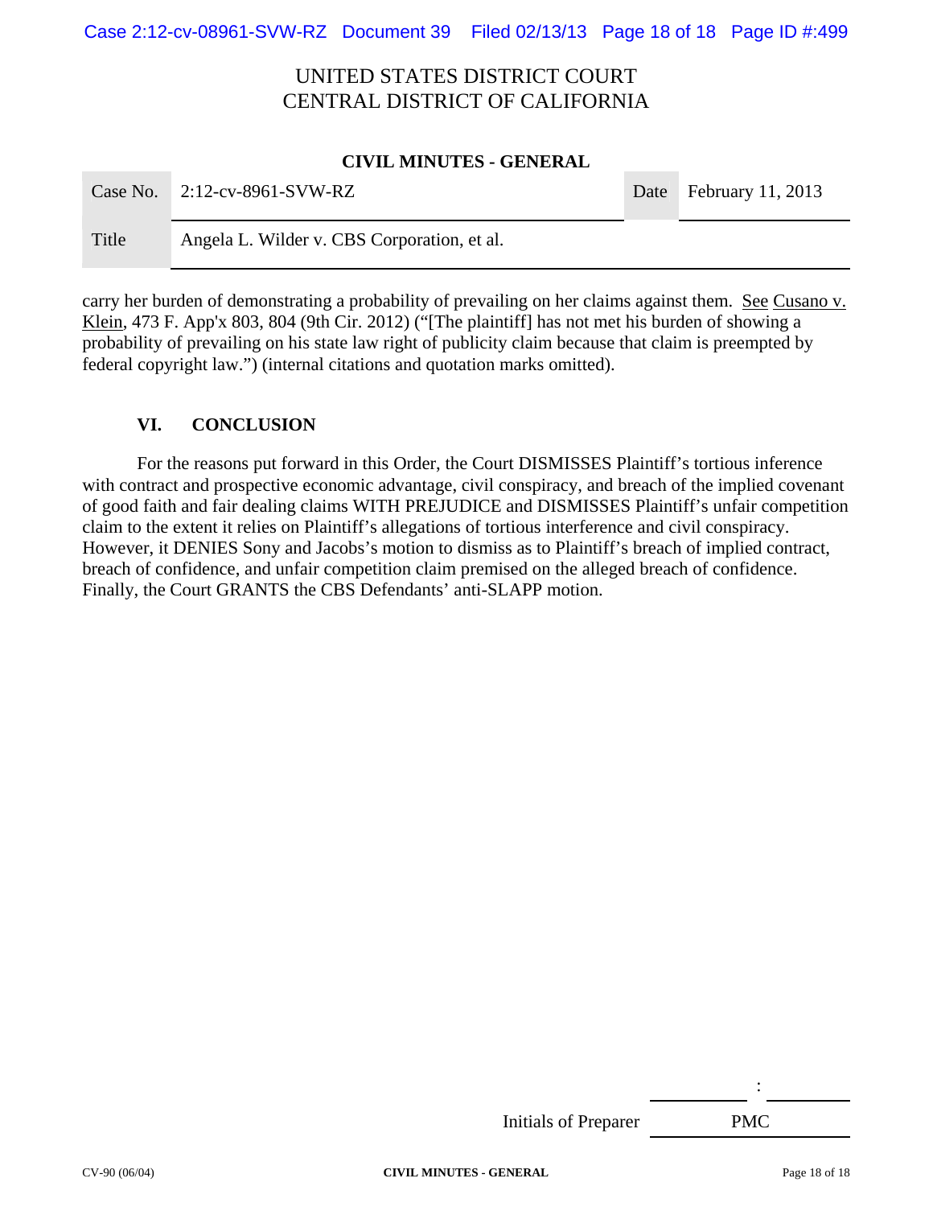# UNITED STATES DISTRICT COURT
# CENTRAL DISTRICT OF CALIFORNIA

**CIVIL MINUTES - GENERAL**

| | | | |
|---|---|---|---|
| Case No. | 2:12-cv-8961-SVW-RZ | Date | February 11, 2013 |
| Title | Angela L. Wilder v. CBS Corporation, et al. | | |

carry her burden of demonstrating a probability of prevailing on her claims against them. See Cusano v. Klein, 473 F. App'x 803, 804 (9th Cir. 2012) ("[The plaintiff] has not met his burden of showing a probability of prevailing on his state law right of publicity claim because that claim is preempted by federal copyright law.") (internal citations and quotation marks omitted).

## VI. CONCLUSION

For the reasons put forward in this Order, the Court DISMISSES Plaintiff's tortious inference with contract and prospective economic advantage, civil conspiracy, and breach of the implied covenant of good faith and fair dealing claims WITH PREJUDICE and DISMISSES Plaintiff's unfair competition claim to the extent it relies on Plaintiff's allegations of tortious interference and civil conspiracy. However, it DENIES Sony and Jacobs's motion to dismiss as to Plaintiff's breach of implied contract, breach of confidence, and unfair competition claim premised on the alleged breach of confidence. Finally, the Court GRANTS the CBS Defendants' anti-SLAPP motion.

:

Initials of Preparer PMC